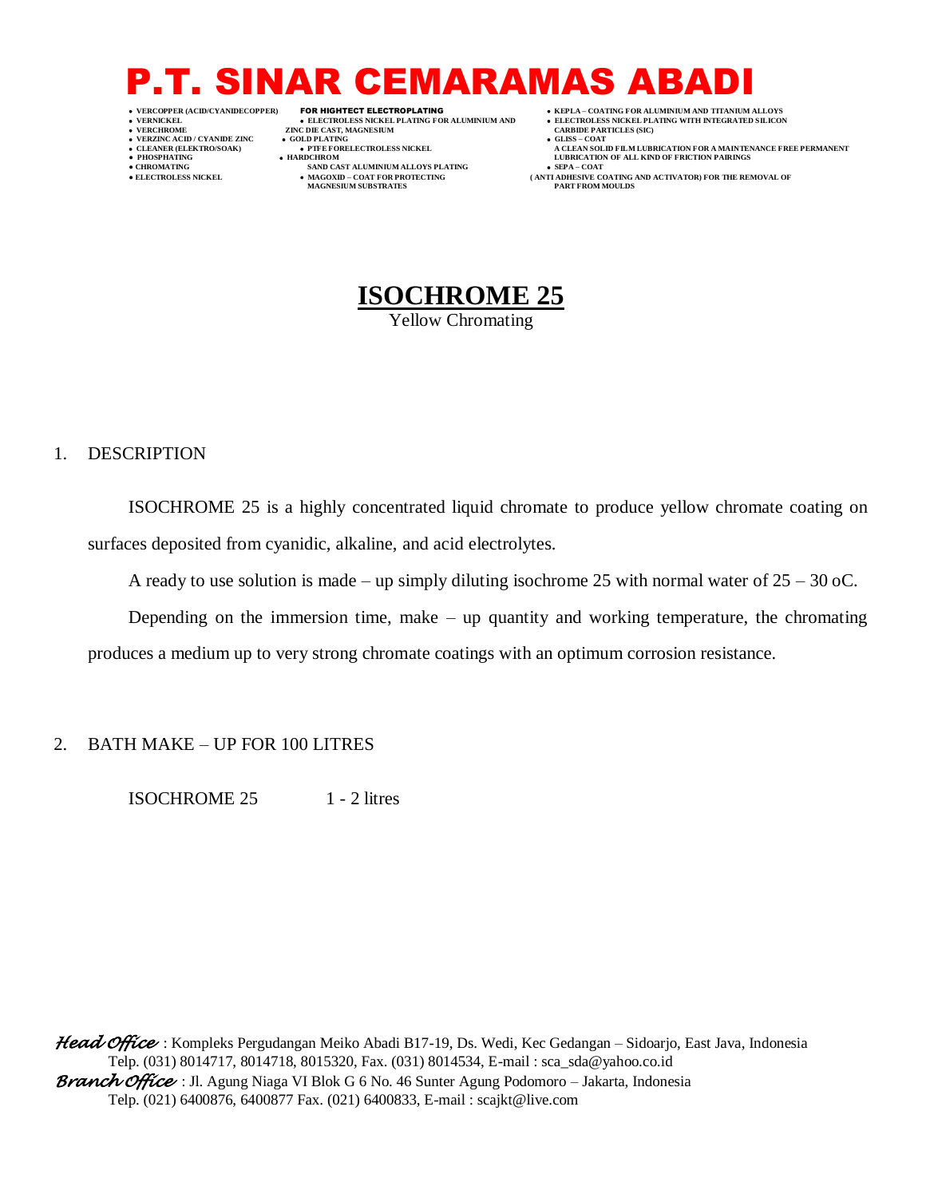# P.T. SINAR CEMARAMAS ABADI

- VERCOPPER (ACID/CYANIDECOPPER)
- VERNICKEL
- VERCHROME
- VERZINC ACID / CYANIDE ZINC
- CLEANER (ELEKTRO/SOAK)
- PHOSPHATING
- CHROMATING
- ELECTROLESS NICKEL

**FOR HIGHTECT ELECTROPLATING**

- ELECTROLESS NICKEL PLATING FOR ALUMINIUM AND ZINC DIE CAST, MAGNESIUM
- GOLD PLATING
- PTFE FORELECTROLESS NICKEL
- HARDCHROM SAND CAST ALUMINIUM ALLOYS PLATING
- MAGOXID – COAT FOR PROTECTING MAGNESIUM SUBSTRATES

- KEPLA – COATING FOR ALUMINIUM AND TITANIUM ALLOYS
- ELECTROLESS NICKEL PLATING WITH INTEGRATED SILICON CARBIDE PARTICLES (SIC)
- GLISS – COAT A CLEAN SOLID FILM LUBRICATION FOR A MAINTENANCE FREE PERMANENT LUBRICATION OF ALL KIND OF FRICTION PAIRINGS
- SEPA – COAT ( ANTI ADHESIVE COATING AND ACTIVATOR) FOR THE REMOVAL OF PART FROM MOULDS

## ISOCHROME 25

Yellow Chromating

1. DESCRIPTION

ISOCHROME 25 is a highly concentrated liquid chromate to produce yellow chromate coating on surfaces deposited from cyanidic, alkaline, and acid electrolytes.

A ready to use solution is made – up simply diluting isochrome 25 with normal water of 25 – 30 oC.

Depending on the immersion time, make – up quantity and working temperature, the chromating produces a medium up to very strong chromate coatings with an optimum corrosion resistance.

2. BATH MAKE – UP FOR 100 LITRES

ISOCHROME 25 1 - 2 litres

*Head Office* : Kompleks Pergudangan Meiko Abadi B17-19, Ds. Wedi, Kec Gedangan – Sidoarjo, East Java, Indonesia
Telp. (031) 8014717, 8014718, 8015320, Fax. (031) 8014534, E-mail : sca_sda@yahoo.co.id

*Branch Office* : Jl. Agung Niaga VI Blok G 6 No. 46 Sunter Agung Podomoro – Jakarta, Indonesia
Telp. (021) 6400876, 6400877 Fax. (021) 6400833, E-mail : scajkt@live.com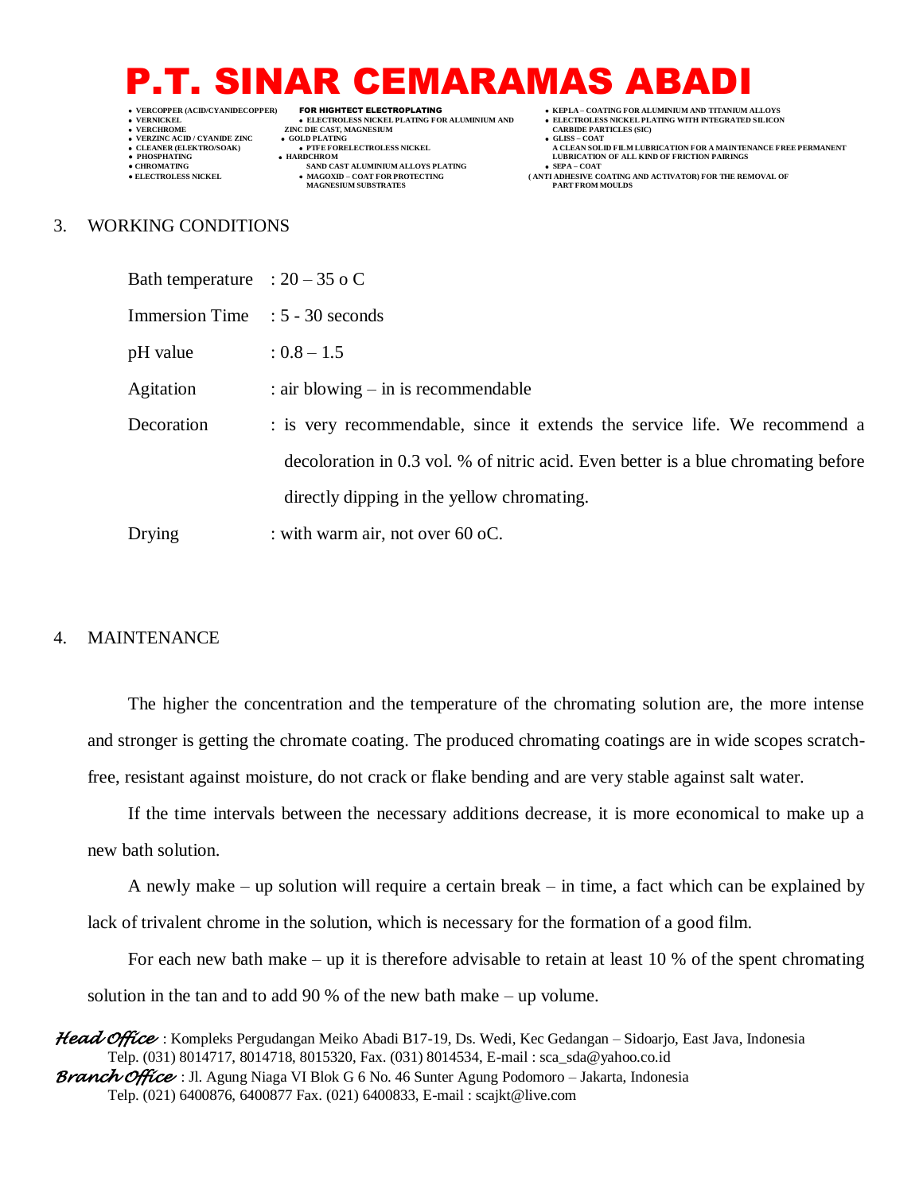## 3. WORKING CONDITIONS

Bath temperature : 20 – 35 o C

Immersion Time : 5 - 30 seconds

pH value : 0.8 – 1.5

Agitation : air blowing – in is recommendable

Decoration : is very recommendable, since it extends the service life. We recommend a decoloration in 0.3 vol. % of nitric acid. Even better is a blue chromating before directly dipping in the yellow chromating.

Drying : with warm air, not over 60 oC.

## 4. MAINTENANCE

The higher the concentration and the temperature of the chromating solution are, the more intense and stronger is getting the chromate coating. The produced chromating coatings are in wide scopes scratch-free, resistant against moisture, do not crack or flake bending and are very stable against salt water.

If the time intervals between the necessary additions decrease, it is more economical to make up a new bath solution.

A newly make – up solution will require a certain break – in time, a fact which can be explained by lack of trivalent chrome in the solution, which is necessary for the formation of a good film.

For each new bath make – up it is therefore advisable to retain at least 10 % of the spent chromating solution in the tan and to add 90 % of the new bath make – up volume.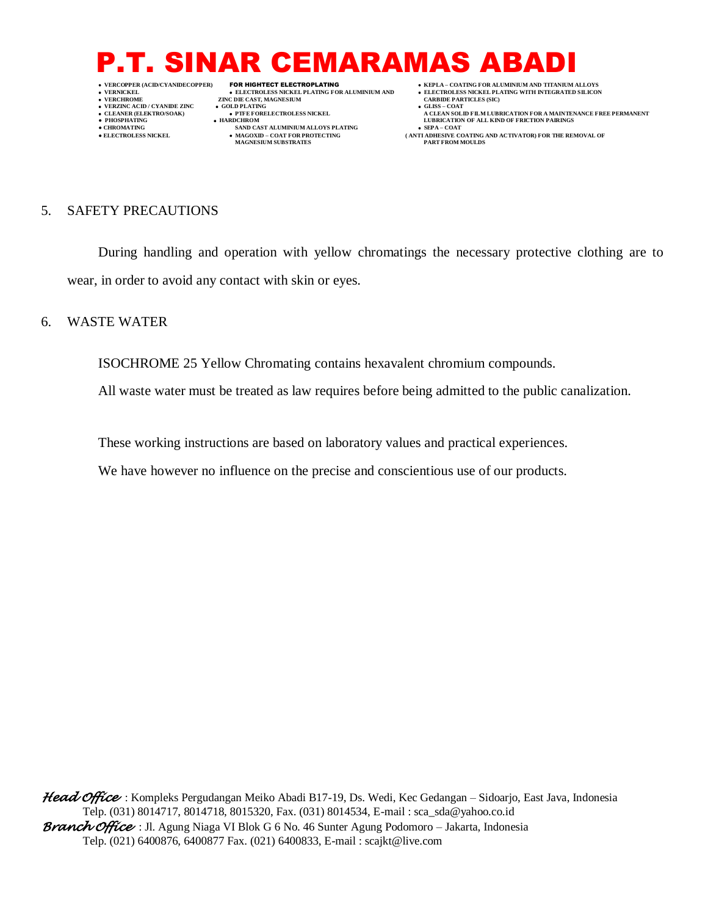## 5. SAFETY PRECAUTIONS

During handling and operation with yellow chromatings the necessary protective clothing are to wear, in order to avoid any contact with skin or eyes.

## 6. WASTE WATER

ISOCHROME 25 Yellow Chromating contains hexavalent chromium compounds.

All waste water must be treated as law requires before being admitted to the public canalization.

These working instructions are based on laboratory values and practical experiences.

We have however no influence on the precise and conscientious use of our products.